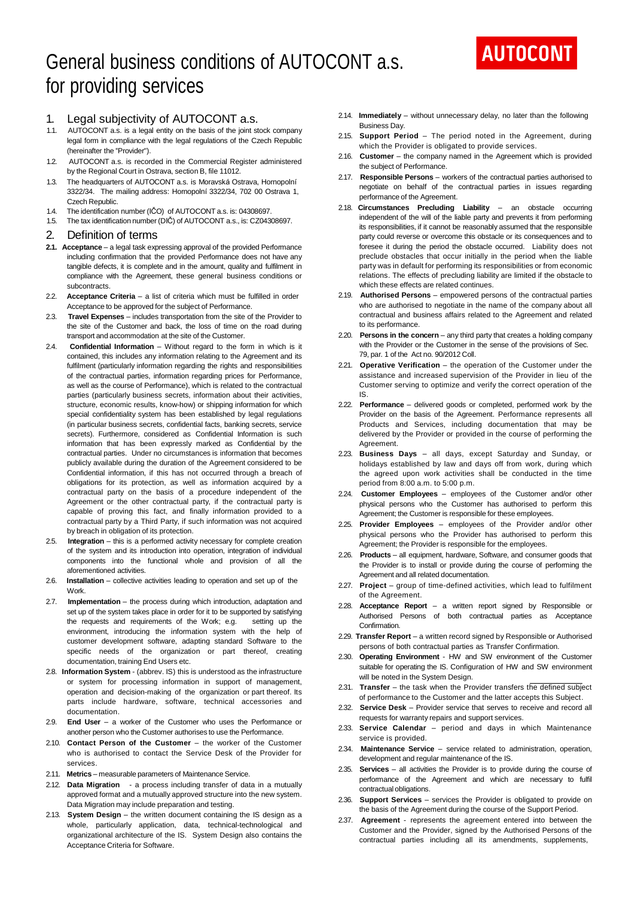# General business conditions of AUTOCONT a.s. for providing services

AUTOCONT

## 1. Legal subjectivity of AUTOCONT a.s.

1.1. AUTOCONT a.s. is a legal entity on the basis of the joint stock company legal form in compliance with the legal regulations of the Czech Republic (hereinafter the "Provider").

1.2. AUTOCONT a.s. is recorded in the Commercial Register administered by the Regional Court in Ostrava, section B, file 11012.

1.3. The headquarters of AUTOCONT a.s. is Moravská Ostrava, Hornopolní 3322/34. The mailing address: Hornopolní 3322/34, 702 00 Ostrava 1, Czech Republic.

1.4. The identification number (IČO) of AUTOCONT a.s. is: 04308697.

1.5. The tax identification number (DIČ) of AUTOCONT a.s., is: CZ04308697.

## 2. Definition of terms

**2.1. Acceptance** – a legal task expressing approval of the provided Performance including confirmation that the provided Performance does not have any tangible defects, it is complete and in the amount, quality and fulfilment in compliance with the Agreement, these general business conditions or subcontracts.

2.2. **Acceptance Criteria** – a list of criteria which must be fulfilled in order Acceptance to be approved for the subject of Performance.

2.3. **Travel Expenses** – includes transportation from the site of the Provider to the site of the Customer and back, the loss of time on the road during transport and accommodation at the site of the Customer.

2.4. **Confidential Information** – Without regard to the form in which is it contained, this includes any information relating to the Agreement and its fulfilment (particularly information regarding the rights and responsibilities of the contractual parties, information regarding prices for Performance, as well as the course of Performance), which is related to the contractual parties (particularly business secrets, information about their activities, structure, economic results, know-how) or shipping information for which special confidentiality system has been established by legal regulations (in particular business secrets, confidential facts, banking secrets, service secrets). Furthermore, considered as Confidential Information is such information that has been expressly marked as Confidential by the contractual parties. Under no circumstances is information that becomes publicly available during the duration of the Agreement considered to be Confidential information, if this has not occurred through a breach of obligations for its protection, as well as information acquired by a contractual party on the basis of a procedure independent of the Agreement or the other contractual party, if the contractual party is capable of proving this fact, and finally information provided to a contractual party by a Third Party, if such information was not acquired by breach in obligation of its protection.

2.5. **Integration** – this is a performed activity necessary for complete creation of the system and its introduction into operation, integration of individual components into the functional whole and provision of all the aforementioned activities.

2.6. **Installation** – collective activities leading to operation and set up of the Work.

2.7. **Implementation** – the process during which introduction, adaptation and set up of the system takes place in order for it to be supported by satisfying the requests and requirements of the Work; e.g. setting up the environment, introducing the information system with the help of customer development software, adapting standard Software to the specific needs of the organization or part thereof, creating documentation, training End Users etc.

2.8. **Information System** - (abbrev. IS) this is understood as the infrastructure or system for processing information in support of management, operation and decision-making of the organization or part thereof. Its parts include hardware, software, technical accessories and documentation.

2.9. **End User** – a worker of the Customer who uses the Performance or another person who the Customer authorises to use the Performance.

2.10. **Contact Person of the Customer** – the worker of the Customer who is authorised to contact the Service Desk of the Provider for services.

2.11. **Metrics** – measurable parameters of Maintenance Service.

2.12. **Data Migration** - a process including transfer of data in a mutually approved format and a mutually approved structure into the new system. Data Migration may include preparation and testing.

2.13. **System Design** – the written document containing the IS design as a whole, particularly application, data, technical-technological and organizational architecture of the IS. System Design also contains the Acceptance Criteria for Software.

2.14. **Immediately** – without unnecessary delay, no later than the following Business Day.

2.15. **Support Period** – The period noted in the Agreement, during which the Provider is obligated to provide services.

2.16. **Customer** – the company named in the Agreement which is provided the subject of Performance.

2.17. **Responsible Persons** – workers of the contractual parties authorised to negotiate on behalf of the contractual parties in issues regarding performance of the Agreement.

2.18. **Circumstances Precluding Liability** – an obstacle occurring independent of the will of the liable party and prevents it from performing its responsibilities, if it cannot be reasonably assumed that the responsible party could reverse or overcome this obstacle or its consequences and to foresee it during the period the obstacle occurred. Liability does not preclude obstacles that occur initially in the period when the liable party was in default for performing its responsibilities or from economic relations. The effects of precluding liability are limited if the obstacle to which these effects are related continues.

2.19. **Authorised Persons** – empowered persons of the contractual parties who are authorised to negotiate in the name of the company about all contractual and business affairs related to the Agreement and related to its performance.

2.20. **Persons in the concern** – any third party that creates a holding company with the Provider or the Customer in the sense of the provisions of Sec. 79, par. 1 of the Act no. 90/2012 Coll.

2.21. **Operative Verification** – the operation of the Customer under the assistance and increased supervision of the Provider in lieu of the Customer serving to optimize and verify the correct operation of the IS.

2.22. **Performance** – delivered goods or completed, performed work by the Provider on the basis of the Agreement. Performance represents all Products and Services, including documentation that may be delivered by the Provider or provided in the course of performing the Agreement.

2.23. **Business Days** – all days, except Saturday and Sunday, or holidays established by law and days off from work, during which the agreed upon work activities shall be conducted in the time period from 8:00 a.m. to 5:00 p.m.

2.24. **Customer Employees** – employees of the Customer and/or other physical persons who the Customer has authorised to perform this Agreement; the Customer is responsible for these employees.

2.25. **Provider Employees** – employees of the Provider and/or other physical persons who the Provider has authorised to perform this Agreement; the Provider is responsible for the employees.

2.26. **Products** – all equipment, hardware, Software, and consumer goods that the Provider is to install or provide during the course of performing the Agreement and all related documentation.

2.27. **Project** – group of time-defined activities, which lead to fulfilment of the Agreement.

2.28. **Acceptance Report** – a written report signed by Responsible or Authorised Persons of both contractual parties as Acceptance Confirmation.

2.29. **Transfer Report** – a written record signed by Responsible or Authorised persons of both contractual parties as Transfer Confirmation.

2.30. **Operating Environment** - HW and SW environment of the Customer suitable for operating the IS. Configuration of HW and SW environment will be noted in the System Design.

2.31. **Transfer** – the task when the Provider transfers the defined subject of performance to the Customer and the latter accepts this Subject.

2.32. **Service Desk** – Provider service that serves to receive and record all requests for warranty repairs and support services.

2.33. **Service Calendar** – period and days in which Maintenance service is provided.

2.34. **Maintenance Service** – service related to administration, operation, development and regular maintenance of the IS.

2.35. **Services** – all activities the Provider is to provide during the course of performance of the Agreement and which are necessary to fulfil contractual obligations.

2.36. **Support Services** – services the Provider is obligated to provide on the basis of the Agreement during the course of the Support Period.

2.37. **Agreement** - represents the agreement entered into between the Customer and the Provider, signed by the Authorised Persons of the contractual parties including all its amendments, supplements,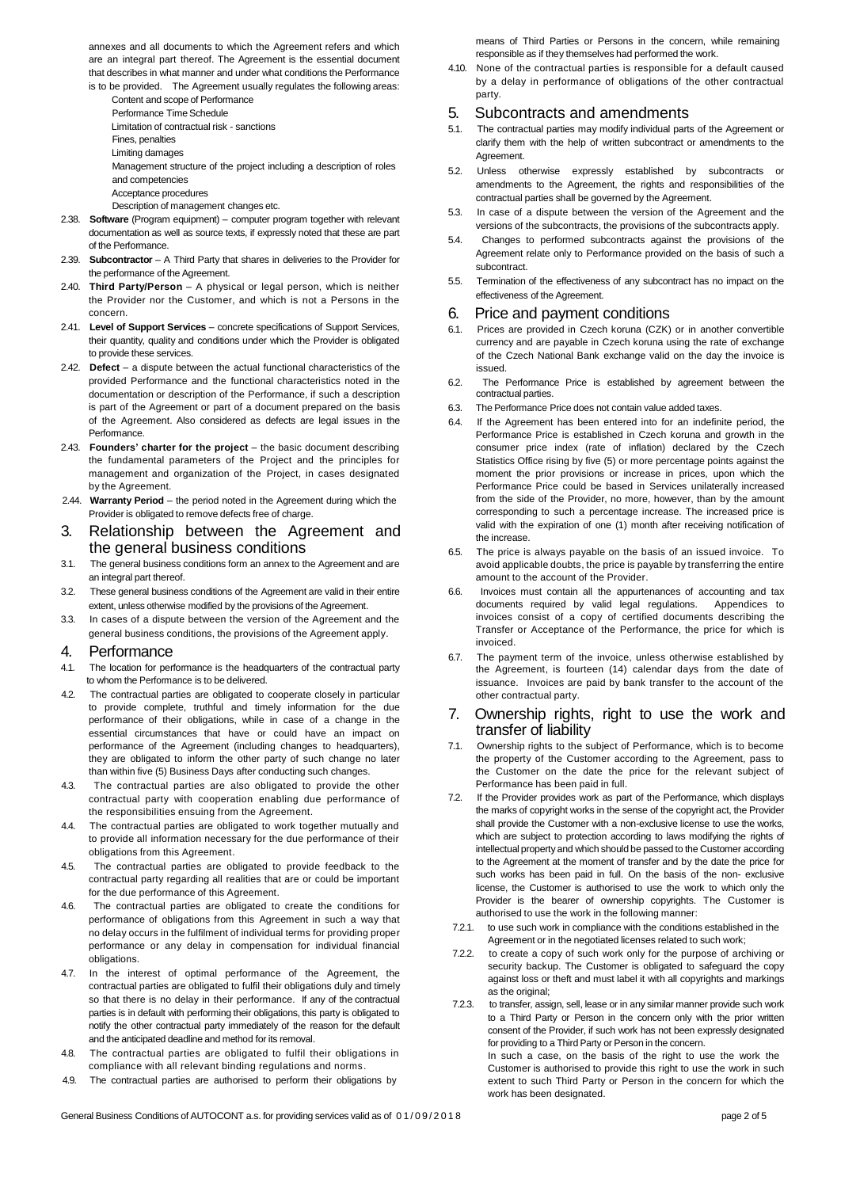annexes and all documents to which the Agreement refers and which are an integral part thereof. The Agreement is the essential document that describes in what manner and under what conditions the Performance is to be provided. The Agreement usually regulates the following areas:

- Content and scope of Performance
- Performance Time Schedule
- Limitation of contractual risk - sanctions
- Fines, penalties
- Limiting damages
- Management structure of the project including a description of roles and competencies
- Acceptance procedures
- Description of management changes etc.

2.38. **Software** (Program equipment) – computer program together with relevant documentation as well as source texts, if expressly noted that these are part of the Performance.

2.39. **Subcontractor** – A Third Party that shares in deliveries to the Provider for the performance of the Agreement.

2.40. **Third Party/Person** – A physical or legal person, which is neither the Provider nor the Customer, and which is not a Persons in the concern.

2.41. **Level of Support Services** – concrete specifications of Support Services, their quantity, quality and conditions under which the Provider is obligated to provide these services.

2.42. **Defect** – a dispute between the actual functional characteristics of the provided Performance and the functional characteristics noted in the documentation or description of the Performance, if such a description is part of the Agreement or part of a document prepared on the basis of the Agreement. Also considered as defects are legal issues in the Performance.

2.43. **Founders' charter for the project** – the basic document describing the fundamental parameters of the Project and the principles for management and organization of the Project, in cases designated by the Agreement.

2.44. **Warranty Period** – the period noted in the Agreement during which the Provider is obligated to remove defects free of charge.

## 3. Relationship between the Agreement and the general business conditions

3.1. The general business conditions form an annex to the Agreement and are an integral part thereof.

3.2. These general business conditions of the Agreement are valid in their entire extent, unless otherwise modified by the provisions of the Agreement.

3.3. In cases of a dispute between the version of the Agreement and the general business conditions, the provisions of the Agreement apply.

## 4. Performance

4.1. The location for performance is the headquarters of the contractual party to whom the Performance is to be delivered.

4.2. The contractual parties are obligated to cooperate closely in particular to provide complete, truthful and timely information for the due performance of their obligations, while in case of a change in the essential circumstances that have or could have an impact on performance of the Agreement (including changes to headquarters), they are obligated to inform the other party of such change no later than within five (5) Business Days after conducting such changes.

4.3. The contractual parties are also obligated to provide the other contractual party with cooperation enabling due performance of the responsibilities ensuing from the Agreement.

4.4. The contractual parties are obligated to work together mutually and to provide all information necessary for the due performance of their obligations from this Agreement.

4.5. The contractual parties are obligated to provide feedback to the contractual party regarding all realities that are or could be important for the due performance of this Agreement.

4.6. The contractual parties are obligated to create the conditions for performance of obligations from this Agreement in such a way that no delay occurs in the fulfilment of individual terms for providing proper performance or any delay in compensation for individual financial obligations.

4.7. In the interest of optimal performance of the Agreement, the contractual parties are obligated to fulfil their obligations duly and timely so that there is no delay in their performance. If any of the contractual parties is in default with performing their obligations, this party is obligated to notify the other contractual party immediately of the reason for the default and the anticipated deadline and method for its removal.

4.8. The contractual parties are obligated to fulfil their obligations in compliance with all relevant binding regulations and norms.

4.9. The contractual parties are authorised to perform their obligations by means of Third Parties or Persons in the concern, while remaining responsible as if they themselves had performed the work.

4.10. None of the contractual parties is responsible for a default caused by a delay in performance of obligations of the other contractual party.

## 5. Subcontracts and amendments

5.1. The contractual parties may modify individual parts of the Agreement or clarify them with the help of written subcontract or amendments to the Agreement.

5.2. Unless otherwise expressly established by subcontracts or amendments to the Agreement, the rights and responsibilities of the contractual parties shall be governed by the Agreement.

5.3. In case of a dispute between the version of the Agreement and the versions of the subcontracts, the provisions of the subcontracts apply.

5.4. Changes to performed subcontracts against the provisions of the Agreement relate only to Performance provided on the basis of such a subcontract.

5.5. Termination of the effectiveness of any subcontract has no impact on the effectiveness of the Agreement.

## 6. Price and payment conditions

6.1. Prices are provided in Czech koruna (CZK) or in another convertible currency and are payable in Czech koruna using the rate of exchange of the Czech National Bank exchange valid on the day the invoice is issued.

6.2. The Performance Price is established by agreement between the contractual parties.

6.3. The Performance Price does not contain value added taxes.

6.4. If the Agreement has been entered into for an indefinite period, the Performance Price is established in Czech koruna and growth in the consumer price index (rate of inflation) declared by the Czech Statistics Office rising by five (5) or more percentage points against the moment the prior provisions or increase in prices, upon which the Performance Price could be based in Services unilaterally increased from the side of the Provider, no more, however, than by the amount corresponding to such a percentage increase. The increased price is valid with the expiration of one (1) month after receiving notification of the increase.

6.5. The price is always payable on the basis of an issued invoice. To avoid applicable doubts, the price is payable by transferring the entire amount to the account of the Provider.

6.6. Invoices must contain all the appurtenances of accounting and tax documents required by valid legal regulations. Appendices to invoices consist of a copy of certified documents describing the Transfer or Acceptance of the Performance, the price for which is invoiced.

6.7. The payment term of the invoice, unless otherwise established by the Agreement, is fourteen (14) calendar days from the date of issuance. Invoices are paid by bank transfer to the account of the other contractual party.

## 7. Ownership rights, right to use the work and transfer of liability

7.1. Ownership rights to the subject of Performance, which is to become the property of the Customer according to the Agreement, pass to the Customer on the date the price for the relevant subject of Performance has been paid in full.

7.2. If the Provider provides work as part of the Performance, which displays the marks of copyright works in the sense of the copyright act, the Provider shall provide the Customer with a non-exclusive license to use the works, which are subject to protection according to laws modifying the rights of intellectual property and which should be passed to the Customer according to the Agreement at the moment of transfer and by the date the price for such works has been paid in full. On the basis of the non- exclusive license, the Customer is authorised to use the work to which only the Provider is the bearer of ownership copyrights. The Customer is authorised to use the work in the following manner:

7.2.1. to use such work in compliance with the conditions established in the Agreement or in the negotiated licenses related to such work;

7.2.2. to create a copy of such work only for the purpose of archiving or security backup. The Customer is obligated to safeguard the copy against loss or theft and must label it with all copyrights and markings as the original;

7.2.3. to transfer, assign, sell, lease or in any similar manner provide such work to a Third Party or Person in the concern only with the prior written consent of the Provider, if such work has not been expressly designated for providing to a Third Party or Person in the concern.
In such a case, on the basis of the right to use the work the Customer is authorised to provide this right to use the work in such extent to such Third Party or Person in the concern for which the work has been designated.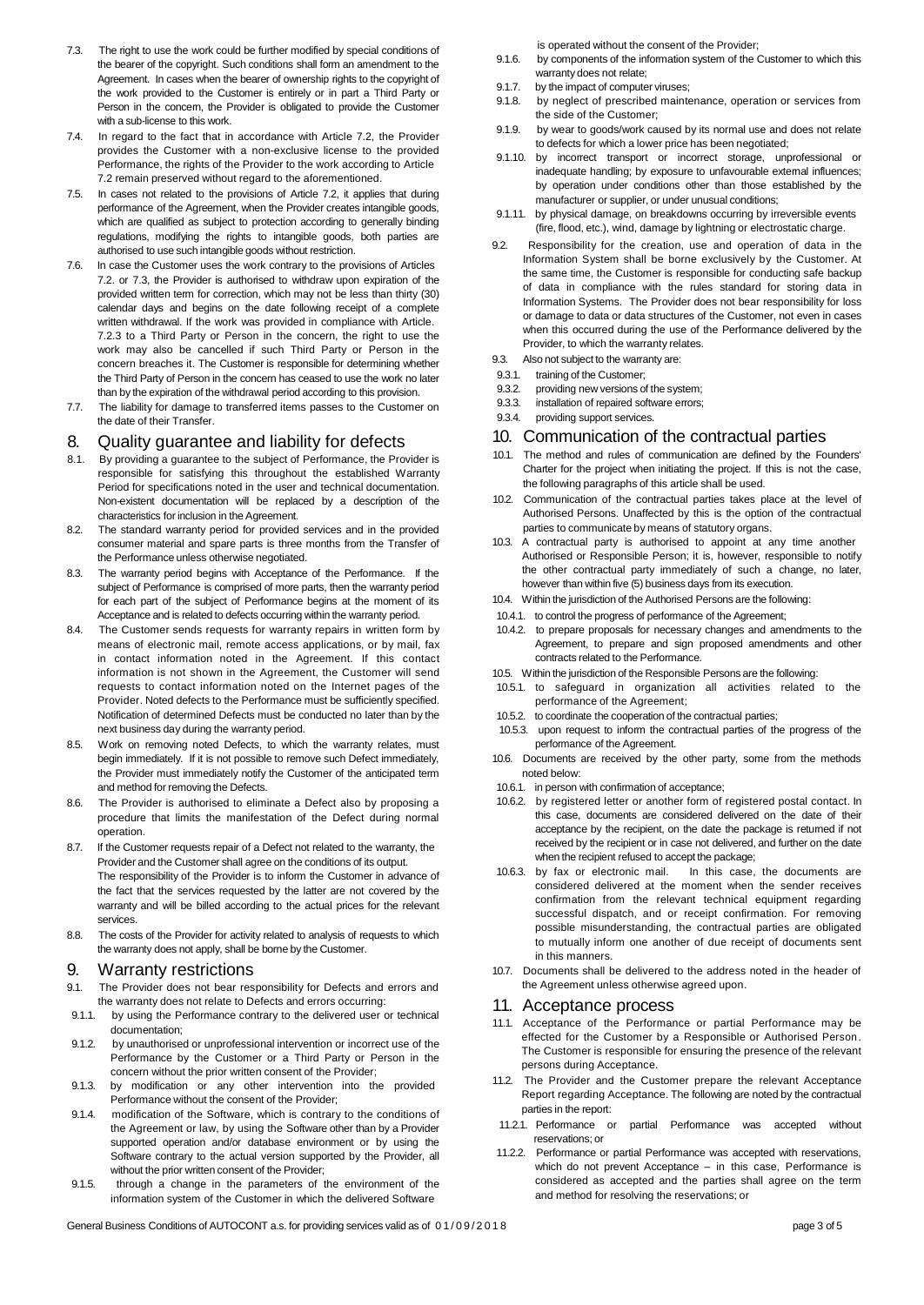7.3. The right to use the work could be further modified by special conditions of the bearer of the copyright. Such conditions shall form an amendment to the Agreement. In cases when the bearer of ownership rights to the copyright of the work provided to the Customer is entirely or in part a Third Party or Person in the concern, the Provider is obligated to provide the Customer with a sub-license to this work.

7.4. In regard to the fact that in accordance with Article 7.2, the Provider provides the Customer with a non-exclusive license to the provided Performance, the rights of the Provider to the work according to Article 7.2 remain preserved without regard to the aforementioned.

7.5. In cases not related to the provisions of Article 7.2, it applies that during performance of the Agreement, when the Provider creates intangible goods, which are qualified as subject to protection according to generally binding regulations, modifying the rights to intangible goods, both parties are authorised to use such intangible goods without restriction.

7.6. In case the Customer uses the work contrary to the provisions of Articles 7.2. or 7.3, the Provider is authorised to withdraw upon expiration of the provided written term for correction, which may not be less than thirty (30) calendar days and begins on the date following receipt of a complete written withdrawal. If the work was provided in compliance with Article. 7.2.3 to a Third Party or Person in the concern, the right to use the work may also be cancelled if such Third Party or Person in the concern breaches it. The Customer is responsible for determining whether the Third Party of Person in the concern has ceased to use the work no later than by the expiration of the withdrawal period according to this provision.

7.7. The liability for damage to transferred items passes to the Customer on the date of their Transfer.

## 8. Quality guarantee and liability for defects

8.1. By providing a guarantee to the subject of Performance, the Provider is responsible for satisfying this throughout the established Warranty Period for specifications noted in the user and technical documentation. Non-existent documentation will be replaced by a description of the characteristics for inclusion in the Agreement.

8.2. The standard warranty period for provided services and in the provided consumer material and spare parts is three months from the Transfer of the Performance unless otherwise negotiated.

8.3. The warranty period begins with Acceptance of the Performance. If the subject of Performance is comprised of more parts, then the warranty period for each part of the subject of Performance begins at the moment of its Acceptance and is related to defects occurring within the warranty period.

8.4. The Customer sends requests for warranty repairs in written form by means of electronic mail, remote access applications, or by mail, fax in contact information noted in the Agreement. If this contact information is not shown in the Agreement, the Customer will send requests to contact information noted on the Internet pages of the Provider. Noted defects to the Performance must be sufficiently specified. Notification of determined Defects must be conducted no later than by the next business day during the warranty period.

8.5. Work on removing noted Defects, to which the warranty relates, must begin immediately. If it is not possible to remove such Defect immediately, the Provider must immediately notify the Customer of the anticipated term and method for removing the Defects.

8.6. The Provider is authorised to eliminate a Defect also by proposing a procedure that limits the manifestation of the Defect during normal operation.

8.7. If the Customer requests repair of a Defect not related to the warranty, the Provider and the Customer shall agree on the conditions of its output. The responsibility of the Provider is to inform the Customer in advance of the fact that the services requested by the latter are not covered by the warranty and will be billed according to the actual prices for the relevant services.

8.8. The costs of the Provider for activity related to analysis of requests to which the warranty does not apply, shall be borne by the Customer.

## 9. Warranty restrictions

9.1. The Provider does not bear responsibility for Defects and errors and the warranty does not relate to Defects and errors occurring:

9.1.1. by using the Performance contrary to the delivered user or technical documentation;

9.1.2. by unauthorised or unprofessional intervention or incorrect use of the Performance by the Customer or a Third Party or Person in the concern without the prior written consent of the Provider;

9.1.3. by modification or any other intervention into the provided Performance without the consent of the Provider;

9.1.4. modification of the Software, which is contrary to the conditions of the Agreement or law, by using the Software other than by a Provider supported operation and/or database environment or by using the Software contrary to the actual version supported by the Provider, all without the prior written consent of the Provider;

9.1.5. through a change in the parameters of the environment of the information system of the Customer in which the delivered Software is operated without the consent of the Provider;

9.1.6. by components of the information system of the Customer to which this warranty does not relate;

9.1.7. by the impact of computer viruses;

9.1.8. by neglect of prescribed maintenance, operation or services from the side of the Customer;

9.1.9. by wear to goods/work caused by its normal use and does not relate to defects for which a lower price has been negotiated;

9.1.10. by incorrect transport or incorrect storage, unprofessional or inadequate handling; by exposure to unfavourable external influences; by operation under conditions other than those established by the manufacturer or supplier, or under unusual conditions;

9.1.11. by physical damage, on breakdowns occurring by irreversible events (fire, flood, etc.), wind, damage by lightning or electrostatic charge.

9.2. Responsibility for the creation, use and operation of data in the Information System shall be borne exclusively by the Customer. At the same time, the Customer is responsible for conducting safe backup of data in compliance with the rules standard for storing data in Information Systems. The Provider does not bear responsibility for loss or damage to data or data structures of the Customer, not even in cases when this occurred during the use of the Performance delivered by the Provider, to which the warranty relates.

9.3. Also not subject to the warranty are:

9.3.1. training of the Customer;

9.3.2. providing new versions of the system;

9.3.3. installation of repaired software errors;

9.3.4. providing support services.

## 10. Communication of the contractual parties

10.1. The method and rules of communication are defined by the Founders' Charter for the project when initiating the project. If this is not the case, the following paragraphs of this article shall be used.

10.2. Communication of the contractual parties takes place at the level of Authorised Persons. Unaffected by this is the option of the contractual parties to communicate by means of statutory organs.

10.3. A contractual party is authorised to appoint at any time another Authorised or Responsible Person; it is, however, responsible to notify the other contractual party immediately of such a change, no later, however than within five (5) business days from its execution.

10.4. Within the jurisdiction of the Authorised Persons are the following:

10.4.1. to control the progress of performance of the Agreement;

10.4.2. to prepare proposals for necessary changes and amendments to the Agreement, to prepare and sign proposed amendments and other contracts related to the Performance.

10.5. Within the jurisdiction of the Responsible Persons are the following:

10.5.1. to safeguard in organization all activities related to the performance of the Agreement;

10.5.2. to coordinate the cooperation of the contractual parties;

10.5.3. upon request to inform the contractual parties of the progress of the performance of the Agreement.

10.6. Documents are received by the other party, some from the methods noted below:

10.6.1. in person with confirmation of acceptance;

10.6.2. by registered letter or another form of registered postal contact. In this case, documents are considered delivered on the date of their acceptance by the recipient, on the date the package is returned if not received by the recipient or in case not delivered, and further on the date when the recipient refused to accept the package;

10.6.3. by fax or electronic mail. In this case, the documents are considered delivered at the moment when the sender receives confirmation from the relevant technical equipment regarding successful dispatch, and or receipt confirmation. For removing possible misunderstanding, the contractual parties are obligated to mutually inform one another of due receipt of documents sent in this manners.

10.7. Documents shall be delivered to the address noted in the header of the Agreement unless otherwise agreed upon.

## 11. Acceptance process

11.1. Acceptance of the Performance or partial Performance may be effected for the Customer by a Responsible or Authorised Person. The Customer is responsible for ensuring the presence of the relevant persons during Acceptance.

11.2. The Provider and the Customer prepare the relevant Acceptance Report regarding Acceptance. The following are noted by the contractual parties in the report:

11.2.1. Performance or partial Performance was accepted without reservations; or

11.2.2. Performance or partial Performance was accepted with reservations, which do not prevent Acceptance – in this case, Performance is considered as accepted and the parties shall agree on the term and method for resolving the reservations; or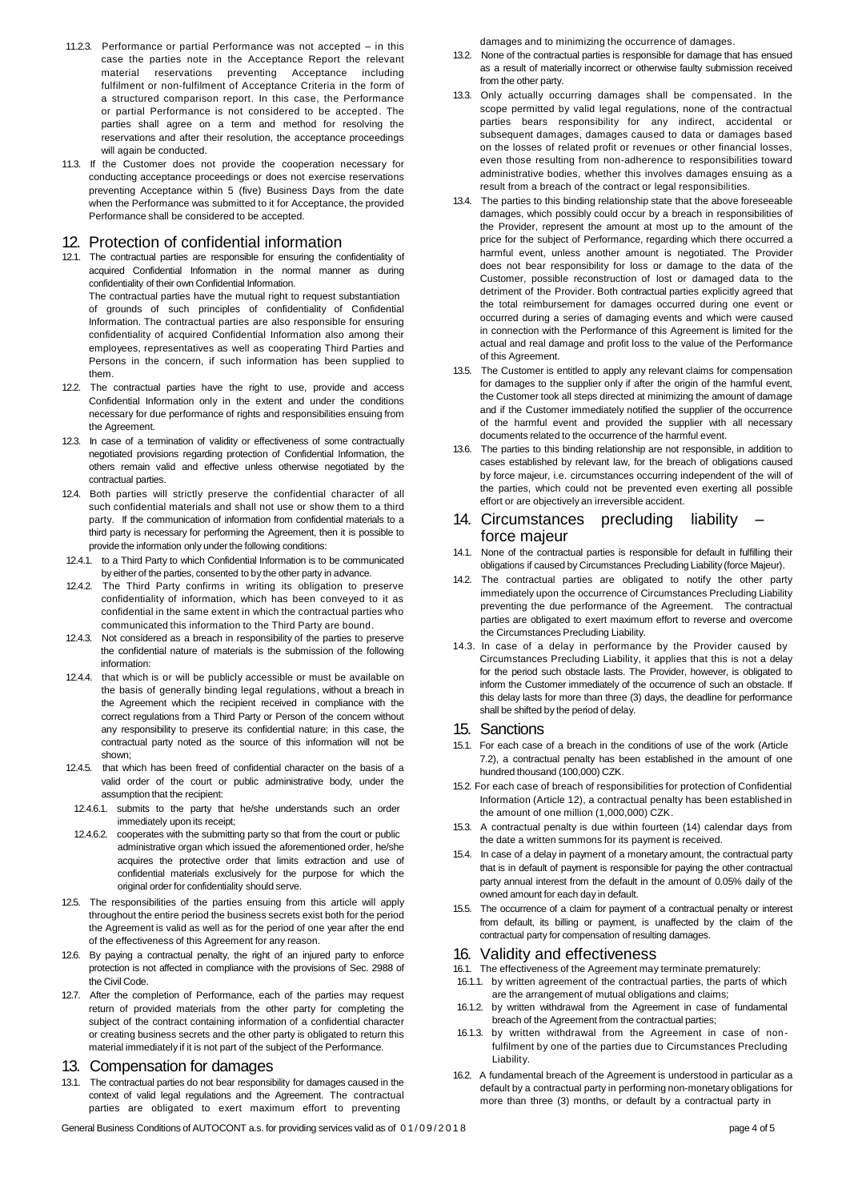11.2.3. Performance or partial Performance was not accepted – in this case the parties note in the Acceptance Report the relevant material reservations preventing Acceptance including fulfilment or non-fulfilment of Acceptance Criteria in the form of a structured comparison report. In this case, the Performance or partial Performance is not considered to be accepted. The parties shall agree on a term and method for resolving the reservations and after their resolution, the acceptance proceedings will again be conducted.

11.3. If the Customer does not provide the cooperation necessary for conducting acceptance proceedings or does not exercise reservations preventing Acceptance within 5 (five) Business Days from the date when the Performance was submitted to it for Acceptance, the provided Performance shall be considered to be accepted.

## 12. Protection of confidential information

12.1. The contractual parties are responsible for ensuring the confidentiality of acquired Confidential Information in the normal manner as during confidentiality of their own Confidential Information.
The contractual parties have the mutual right to request substantiation of grounds of such principles of confidentiality of Confidential Information. The contractual parties are also responsible for ensuring confidentiality of acquired Confidential Information also among their employees, representatives as well as cooperating Third Parties and Persons in the concern, if such information has been supplied to them.

12.2. The contractual parties have the right to use, provide and access Confidential Information only in the extent and under the conditions necessary for due performance of rights and responsibilities ensuing from the Agreement.

12.3. In case of a termination of validity or effectiveness of some contractually negotiated provisions regarding protection of Confidential Information, the others remain valid and effective unless otherwise negotiated by the contractual parties.

12.4. Both parties will strictly preserve the confidential character of all such confidential materials and shall not use or show them to a third party. If the communication of information from confidential materials to a third party is necessary for performing the Agreement, then it is possible to provide the information only under the following conditions:

12.4.1. to a Third Party to which Confidential Information is to be communicated by either of the parties, consented to by the other party in advance.

12.4.2. The Third Party confirms in writing its obligation to preserve confidentiality of information, which has been conveyed to it as confidential in the same extent in which the contractual parties who communicated this information to the Third Party are bound.

12.4.3. Not considered as a breach in responsibility of the parties to preserve the confidential nature of materials is the submission of the following information:

12.4.4. that which is or will be publicly accessible or must be available on the basis of generally binding legal regulations, without a breach in the Agreement which the recipient received in compliance with the correct regulations from a Third Party or Person of the concern without any responsibility to preserve its confidential nature; in this case, the contractual party noted as the source of this information will not be shown;

12.4.5. that which has been freed of confidential character on the basis of a valid order of the court or public administrative body, under the assumption that the recipient:

12.4.6.1. submits to the party that he/she understands such an order immediately upon its receipt;

12.4.6.2. cooperates with the submitting party so that from the court or public administrative organ which issued the aforementioned order, he/she acquires the protective order that limits extraction and use of confidential materials exclusively for the purpose for which the original order for confidentiality should serve.

12.5. The responsibilities of the parties ensuing from this article will apply throughout the entire period the business secrets exist both for the period the Agreement is valid as well as for the period of one year after the end of the effectiveness of this Agreement for any reason.

12.6. By paying a contractual penalty, the right of an injured party to enforce protection is not affected in compliance with the provisions of Sec. 2988 of the Civil Code.

12.7. After the completion of Performance, each of the parties may request return of provided materials from the other party for completing the subject of the contract containing information of a confidential character or creating business secrets and the other party is obligated to return this material immediately if it is not part of the subject of the Performance.

## 13. Compensation for damages

13.1. The contractual parties do not bear responsibility for damages caused in the context of valid legal regulations and the Agreement. The contractual parties are obligated to exert maximum effort to preventing damages and to minimizing the occurrence of damages.

13.2. None of the contractual parties is responsible for damage that has ensued as a result of materially incorrect or otherwise faulty submission received from the other party.

13.3. Only actually occurring damages shall be compensated. In the scope permitted by valid legal regulations, none of the contractual parties bears responsibility for any indirect, accidental or subsequent damages, damages caused to data or damages based on the losses of related profit or revenues or other financial losses, even those resulting from non-adherence to responsibilities toward administrative bodies, whether this involves damages ensuing as a result from a breach of the contract or legal responsibilities.

13.4. The parties to this binding relationship state that the above foreseeable damages, which possibly could occur by a breach in responsibilities of the Provider, represent the amount at most up to the amount of the price for the subject of Performance, regarding which there occurred a harmful event, unless another amount is negotiated. The Provider does not bear responsibility for loss or damage to the data of the Customer, possible reconstruction of lost or damaged data to the detriment of the Provider. Both contractual parties explicitly agreed that the total reimbursement for damages occurred during one event or occurred during a series of damaging events and which were caused in connection with the Performance of this Agreement is limited for the actual and real damage and profit loss to the value of the Performance of this Agreement.

13.5. The Customer is entitled to apply any relevant claims for compensation for damages to the supplier only if after the origin of the harmful event, the Customer took all steps directed at minimizing the amount of damage and if the Customer immediately notified the supplier of the occurrence of the harmful event and provided the supplier with all necessary documents related to the occurrence of the harmful event.

13.6. The parties to this binding relationship are not responsible, in addition to cases established by relevant law, for the breach of obligations caused by force majeur, i.e. circumstances occurring independent of the will of the parties, which could not be prevented even exerting all possible effort or are objectively an irreversible accident.

## 14. Circumstances precluding liability – force majeur

14.1. None of the contractual parties is responsible for default in fulfilling their obligations if caused by Circumstances Precluding Liability (force Majeur).

14.2. The contractual parties are obligated to notify the other party immediately upon the occurrence of Circumstances Precluding Liability preventing the due performance of the Agreement. The contractual parties are obligated to exert maximum effort to reverse and overcome the Circumstances Precluding Liability.

14.3. In case of a delay in performance by the Provider caused by Circumstances Precluding Liability, it applies that this is not a delay for the period such obstacle lasts. The Provider, however, is obligated to inform the Customer immediately of the occurrence of such an obstacle. If this delay lasts for more than three (3) days, the deadline for performance shall be shifted by the period of delay.

## 15. Sanctions

15.1. For each case of a breach in the conditions of use of the work (Article 7.2), a contractual penalty has been established in the amount of one hundred thousand (100,000) CZK.

15.2. For each case of breach of responsibilities for protection of Confidential Information (Article 12), a contractual penalty has been established in the amount of one million (1,000,000) CZK.

15.3. A contractual penalty is due within fourteen (14) calendar days from the date a written summons for its payment is received.

15.4. In case of a delay in payment of a monetary amount, the contractual party that is in default of payment is responsible for paying the other contractual party annual interest from the default in the amount of 0.05% daily of the owned amount for each day in default.

15.5. The occurrence of a claim for payment of a contractual penalty or interest from default, its billing or payment, is unaffected by the claim of the contractual party for compensation of resulting damages.

## 16. Validity and effectiveness

16.1. The effectiveness of the Agreement may terminate prematurely:

16.1.1. by written agreement of the contractual parties, the parts of which are the arrangement of mutual obligations and claims;

16.1.2. by written withdrawal from the Agreement in case of fundamental breach of the Agreement from the contractual parties;

16.1.3. by written withdrawal from the Agreement in case of non-fulfilment by one of the parties due to Circumstances Precluding Liability.

16.2. A fundamental breach of the Agreement is understood in particular as a default by a contractual party in performing non-monetary obligations for more than three (3) months, or default by a contractual party in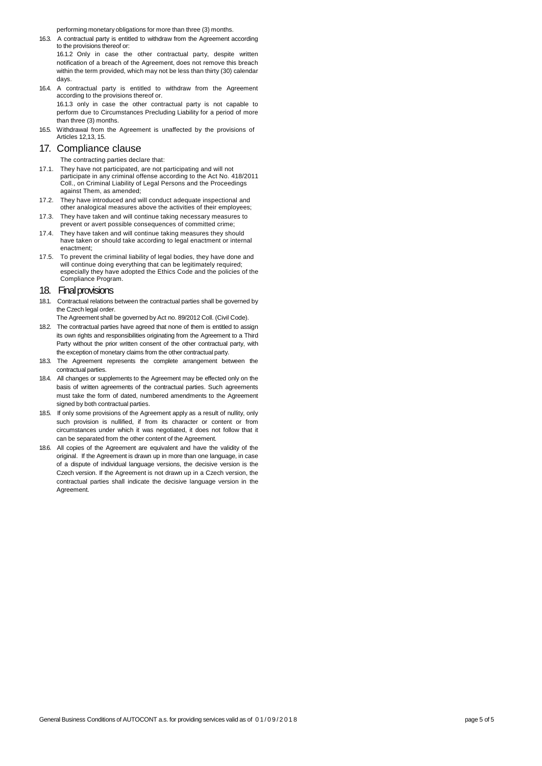performing monetary obligations for more than three (3) months.

16.3. A contractual party is entitled to withdraw from the Agreement according to the provisions thereof or:

16.1.2 Only in case the other contractual party, despite written notification of a breach of the Agreement, does not remove this breach within the term provided, which may not be less than thirty (30) calendar days.

16.4. A contractual party is entitled to withdraw from the Agreement according to the provisions thereof or.

16.1.3 only in case the other contractual party is not capable to perform due to Circumstances Precluding Liability for a period of more than three (3) months.

16.5. Withdrawal from the Agreement is unaffected by the provisions of Articles 12,13, 15.

## 17. Compliance clause

The contracting parties declare that:

17.1. They have not participated, are not participating and will not participate in any criminal offense according to the Act No. 418/2011 Coll., on Criminal Liability of Legal Persons and the Proceedings against Them, as amended;

17.2. They have introduced and will conduct adequate inspectional and other analogical measures above the activities of their employees;

17.3. They have taken and will continue taking necessary measures to prevent or avert possible consequences of committed crime;

17.4. They have taken and will continue taking measures they should have taken or should take according to legal enactment or internal enactment;

17.5. To prevent the criminal liability of legal bodies, they have done and will continue doing everything that can be legitimately required; especially they have adopted the Ethics Code and the policies of the Compliance Program.

## 18. Final provisions

18.1. Contractual relations between the contractual parties shall be governed by the Czech legal order.

The Agreement shall be governed by Act no. 89/2012 Coll. (Civil Code).

18.2. The contractual parties have agreed that none of them is entitled to assign its own rights and responsibilities originating from the Agreement to a Third Party without the prior written consent of the other contractual party, with the exception of monetary claims from the other contractual party.

18.3. The Agreement represents the complete arrangement between the contractual parties.

18.4. All changes or supplements to the Agreement may be effected only on the basis of written agreements of the contractual parties. Such agreements must take the form of dated, numbered amendments to the Agreement signed by both contractual parties.

18.5. If only some provisions of the Agreement apply as a result of nullity, only such provision is nullified, if from its character or content or from circumstances under which it was negotiated, it does not follow that it can be separated from the other content of the Agreement.

18.6. All copies of the Agreement are equivalent and have the validity of the original. If the Agreement is drawn up in more than one language, in case of a dispute of individual language versions, the decisive version is the Czech version. If the Agreement is not drawn up in a Czech version, the contractual parties shall indicate the decisive language version in the Agreement.